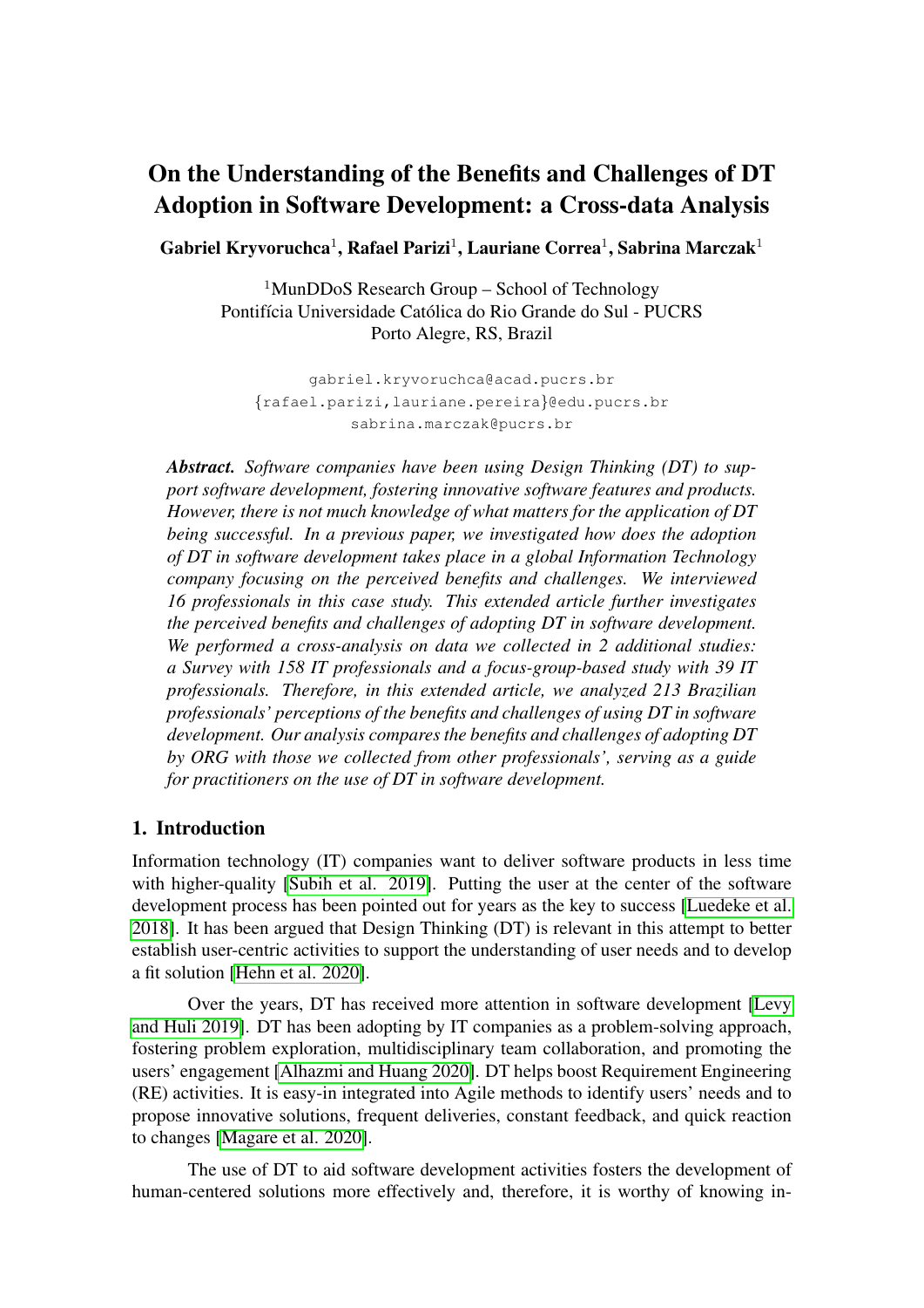# On the Understanding of the Benefits and Challenges of DT Adoption in Software Development: a Cross-data Analysis

**Gabriel Kryvoruchca[1], Rafael Parizi[1], Lauriane Correa[1], Sabrina Marczak[1]**

[1]MunDDoS Research Group – School of Technology
Pontifícia Universidade Católica do Rio Grande do Sul - PUCRS
Porto Alegre, RS, Brazil

gabriel.kryvoruchca@acad.pucrs.br
{rafael.parizi,lauriane.pereira}@edu.pucrs.br
sabrina.marczak@pucrs.br

***Abstract.*** *Software companies have been using Design Thinking (DT) to support software development, fostering innovative software features and products. However, there is not much knowledge of what matters for the application of DT being successful. In a previous paper, we investigated how does the adoption of DT in software development takes place in a global Information Technology company focusing on the perceived benefits and challenges. We interviewed 16 professionals in this case study. This extended article further investigates the perceived benefits and challenges of adopting DT in software development. We performed a cross-analysis on data we collected in 2 additional studies: a Survey with 158 IT professionals and a focus-group-based study with 39 IT professionals. Therefore, in this extended article, we analyzed 213 Brazilian professionals' perceptions of the benefits and challenges of using DT in software development. Our analysis compares the benefits and challenges of adopting DT by ORG with those we collected from other professionals', serving as a guide for practitioners on the use of DT in software development.*

## 1. Introduction

Information technology (IT) companies want to deliver software products in less time with higher-quality [Subih et al. 2019]. Putting the user at the center of the software development process has been pointed out for years as the key to success [Luedeke et al. 2018]. It has been argued that Design Thinking (DT) is relevant in this attempt to better establish user-centric activities to support the understanding of user needs and to develop a fit solution [Hehn et al. 2020].

Over the years, DT has received more attention in software development [Levy and Huli 2019]. DT has been adopting by IT companies as a problem-solving approach, fostering problem exploration, multidisciplinary team collaboration, and promoting the users' engagement [Alhazmi and Huang 2020]. DT helps boost Requirement Engineering (RE) activities. It is easy-in integrated into Agile methods to identify users' needs and to propose innovative solutions, frequent deliveries, constant feedback, and quick reaction to changes [Magare et al. 2020].

The use of DT to aid software development activities fosters the development of human-centered solutions more effectively and, therefore, it is worthy of knowing in-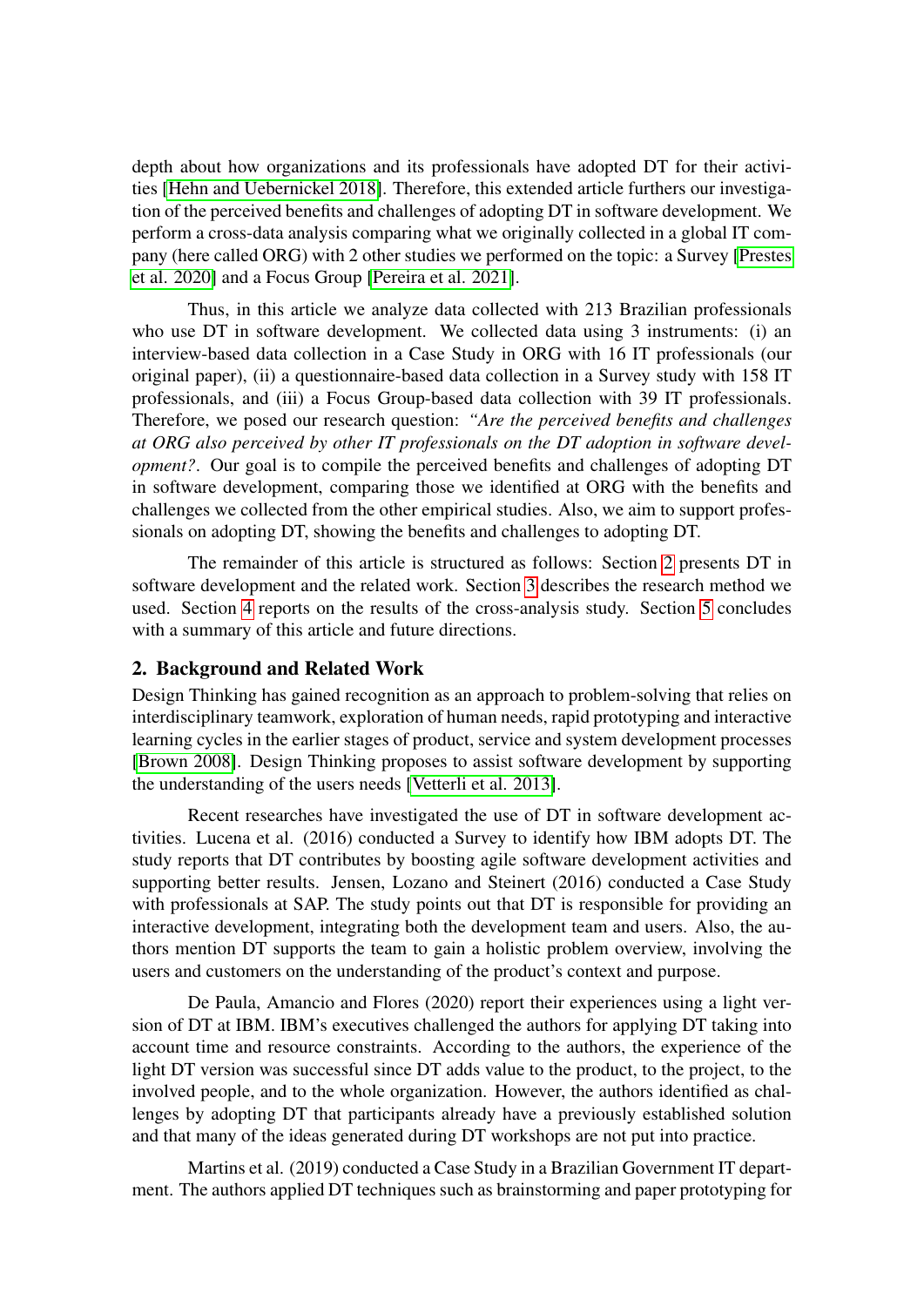depth about how organizations and its professionals have adopted DT for their activities [Hehn and Uebernickel 2018]. Therefore, this extended article furthers our investigation of the perceived benefits and challenges of adopting DT in software development. We perform a cross-data analysis comparing what we originally collected in a global IT company (here called ORG) with 2 other studies we performed on the topic: a Survey [Prestes et al. 2020] and a Focus Group [Pereira et al. 2021].

Thus, in this article we analyze data collected with 213 Brazilian professionals who use DT in software development. We collected data using 3 instruments: (i) an interview-based data collection in a Case Study in ORG with 16 IT professionals (our original paper), (ii) a questionnaire-based data collection in a Survey study with 158 IT professionals, and (iii) a Focus Group-based data collection with 39 IT professionals. Therefore, we posed our research question: *"Are the perceived benefits and challenges at ORG also perceived by other IT professionals on the DT adoption in software development?*. Our goal is to compile the perceived benefits and challenges of adopting DT in software development, comparing those we identified at ORG with the benefits and challenges we collected from the other empirical studies. Also, we aim to support professionals on adopting DT, showing the benefits and challenges to adopting DT.

The remainder of this article is structured as follows: Section 2 presents DT in software development and the related work. Section 3 describes the research method we used. Section 4 reports on the results of the cross-analysis study. Section 5 concludes with a summary of this article and future directions.

## 2. Background and Related Work

Design Thinking has gained recognition as an approach to problem-solving that relies on interdisciplinary teamwork, exploration of human needs, rapid prototyping and interactive learning cycles in the earlier stages of product, service and system development processes [Brown 2008]. Design Thinking proposes to assist software development by supporting the understanding of the users needs [Vetterli et al. 2013].

Recent researches have investigated the use of DT in software development activities. Lucena et al. (2016) conducted a Survey to identify how IBM adopts DT. The study reports that DT contributes by boosting agile software development activities and supporting better results. Jensen, Lozano and Steinert (2016) conducted a Case Study with professionals at SAP. The study points out that DT is responsible for providing an interactive development, integrating both the development team and users. Also, the authors mention DT supports the team to gain a holistic problem overview, involving the users and customers on the understanding of the product's context and purpose.

De Paula, Amancio and Flores (2020) report their experiences using a light version of DT at IBM. IBM's executives challenged the authors for applying DT taking into account time and resource constraints. According to the authors, the experience of the light DT version was successful since DT adds value to the product, to the project, to the involved people, and to the whole organization. However, the authors identified as challenges by adopting DT that participants already have a previously established solution and that many of the ideas generated during DT workshops are not put into practice.

Martins et al. (2019) conducted a Case Study in a Brazilian Government IT department. The authors applied DT techniques such as brainstorming and paper prototyping for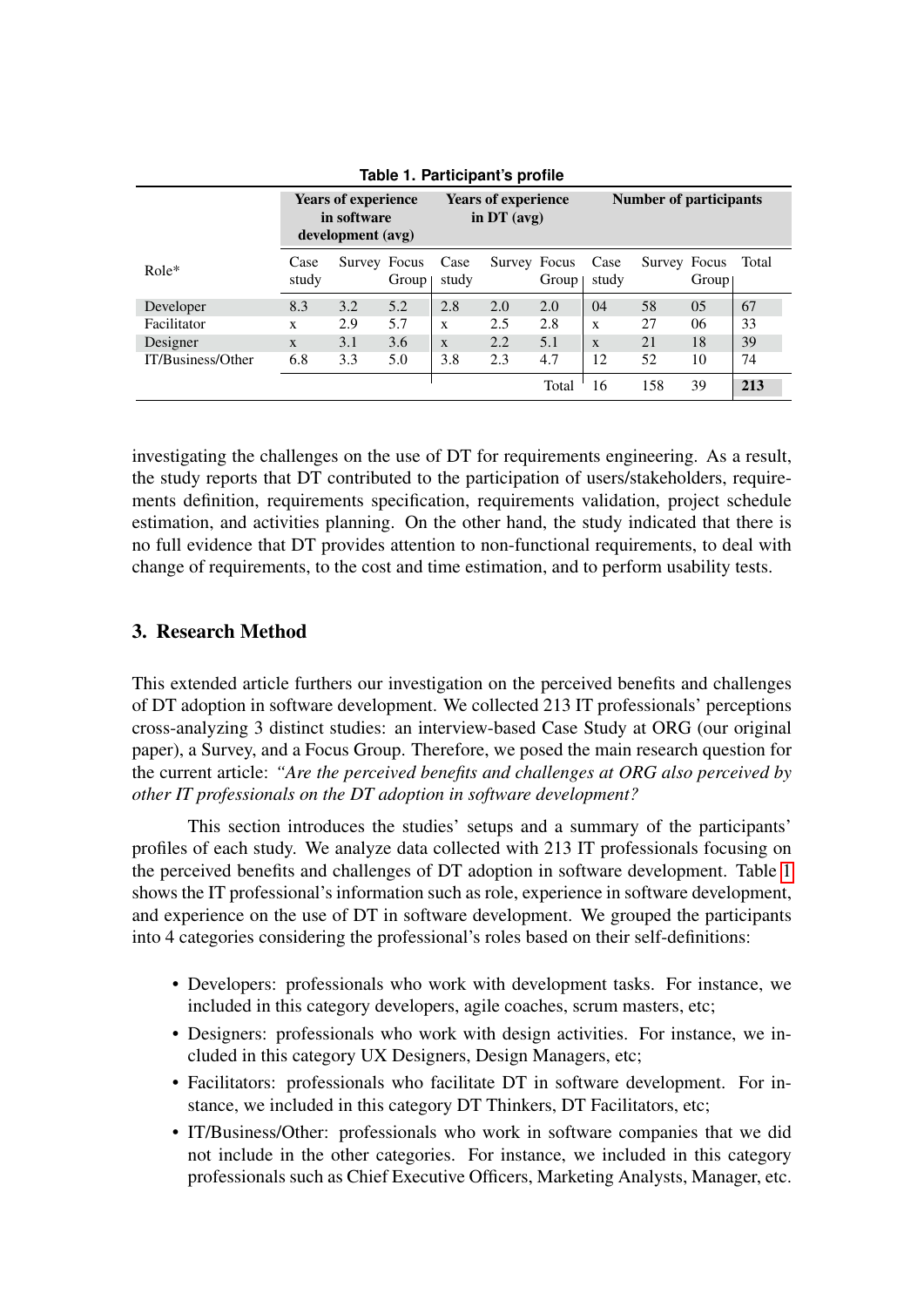**Table 1. Participant's profile**

| Role* | Years of experience in software development (avg) | | | Years of experience in DT (avg) | | | Number of participants | | | |
|---|---|---|---|---|---|---|---|---|---|---|
| | Case study | Survey | Focus Group | Case study | Survey | Focus Group | Case study | Survey | Focus Group | Total |
| Developer | 8.3 | 3.2 | 5.2 | 2.8 | 2.0 | 2.0 | 04 | 58 | 05 | 67 |
| Facilitator | x | 2.9 | 5.7 | x | 2.5 | 2.8 | x | 27 | 06 | 33 |
| Designer | x | 3.1 | 3.6 | x | 2.2 | 5.1 | x | 21 | 18 | 39 |
| IT/Business/Other | 6.8 | 3.3 | 5.0 | 3.8 | 2.3 | 4.7 | 12 | 52 | 10 | 74 |
| | | | | | | Total | 16 | 158 | 39 | **213** |

investigating the challenges on the use of DT for requirements engineering. As a result, the study reports that DT contributed to the participation of users/stakeholders, requirements definition, requirements specification, requirements validation, project schedule estimation, and activities planning. On the other hand, the study indicated that there is no full evidence that DT provides attention to non-functional requirements, to deal with change of requirements, to the cost and time estimation, and to perform usability tests.

## 3. Research Method

This extended article furthers our investigation on the perceived benefits and challenges of DT adoption in software development. We collected 213 IT professionals' perceptions cross-analyzing 3 distinct studies: an interview-based Case Study at ORG (our original paper), a Survey, and a Focus Group. Therefore, we posed the main research question for the current article: *"Are the perceived benefits and challenges at ORG also perceived by other IT professionals on the DT adoption in software development?*

This section introduces the studies' setups and a summary of the participants' profiles of each study. We analyze data collected with 213 IT professionals focusing on the perceived benefits and challenges of DT adoption in software development. Table 1 shows the IT professional's information such as role, experience in software development, and experience on the use of DT in software development. We grouped the participants into 4 categories considering the professional's roles based on their self-definitions:

- Developers: professionals who work with development tasks. For instance, we included in this category developers, agile coaches, scrum masters, etc;
- Designers: professionals who work with design activities. For instance, we included in this category UX Designers, Design Managers, etc;
- Facilitators: professionals who facilitate DT in software development. For instance, we included in this category DT Thinkers, DT Facilitators, etc;
- IT/Business/Other: professionals who work in software companies that we did not include in the other categories. For instance, we included in this category professionals such as Chief Executive Officers, Marketing Analysts, Manager, etc.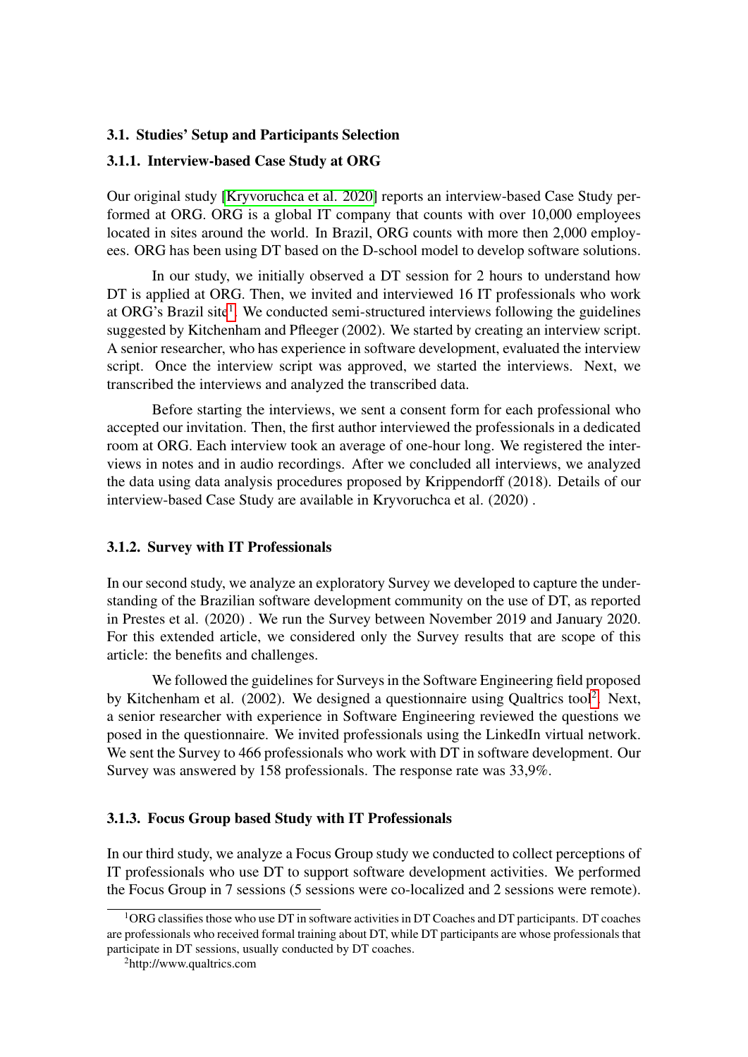### 3.1. Studies' Setup and Participants Selection

#### 3.1.1. Interview-based Case Study at ORG

Our original study [Kryvoruchca et al. 2020] reports an interview-based Case Study performed at ORG. ORG is a global IT company that counts with over 10,000 employees located in sites around the world. In Brazil, ORG counts with more then 2,000 employees. ORG has been using DT based on the D-school model to develop software solutions.

In our study, we initially observed a DT session for 2 hours to understand how DT is applied at ORG. Then, we invited and interviewed 16 IT professionals who work at ORG's Brazil site[1]. We conducted semi-structured interviews following the guidelines suggested by Kitchenham and Pfleeger (2002). We started by creating an interview script. A senior researcher, who has experience in software development, evaluated the interview script. Once the interview script was approved, we started the interviews. Next, we transcribed the interviews and analyzed the transcribed data.

Before starting the interviews, we sent a consent form for each professional who accepted our invitation. Then, the first author interviewed the professionals in a dedicated room at ORG. Each interview took an average of one-hour long. We registered the interviews in notes and in audio recordings. After we concluded all interviews, we analyzed the data using data analysis procedures proposed by Krippendorff (2018). Details of our interview-based Case Study are available in Kryvoruchca et al. (2020) .

#### 3.1.2. Survey with IT Professionals

In our second study, we analyze an exploratory Survey we developed to capture the understanding of the Brazilian software development community on the use of DT, as reported in Prestes et al. (2020) . We run the Survey between November 2019 and January 2020. For this extended article, we considered only the Survey results that are scope of this article: the benefits and challenges.

We followed the guidelines for Surveys in the Software Engineering field proposed by Kitchenham et al. (2002). We designed a questionnaire using Qualtrics tool[2]. Next, a senior researcher with experience in Software Engineering reviewed the questions we posed in the questionnaire. We invited professionals using the LinkedIn virtual network. We sent the Survey to 466 professionals who work with DT in software development. Our Survey was answered by 158 professionals. The response rate was 33,9%.

#### 3.1.3. Focus Group based Study with IT Professionals

In our third study, we analyze a Focus Group study we conducted to collect perceptions of IT professionals who use DT to support software development activities. We performed the Focus Group in 7 sessions (5 sessions were co-localized and 2 sessions were remote).

---

[1] ORG classifies those who use DT in software activities in DT Coaches and DT participants. DT coaches are professionals who received formal training about DT, while DT participants are whose professionals that participate in DT sessions, usually conducted by DT coaches.

[2] http://www.qualtrics.com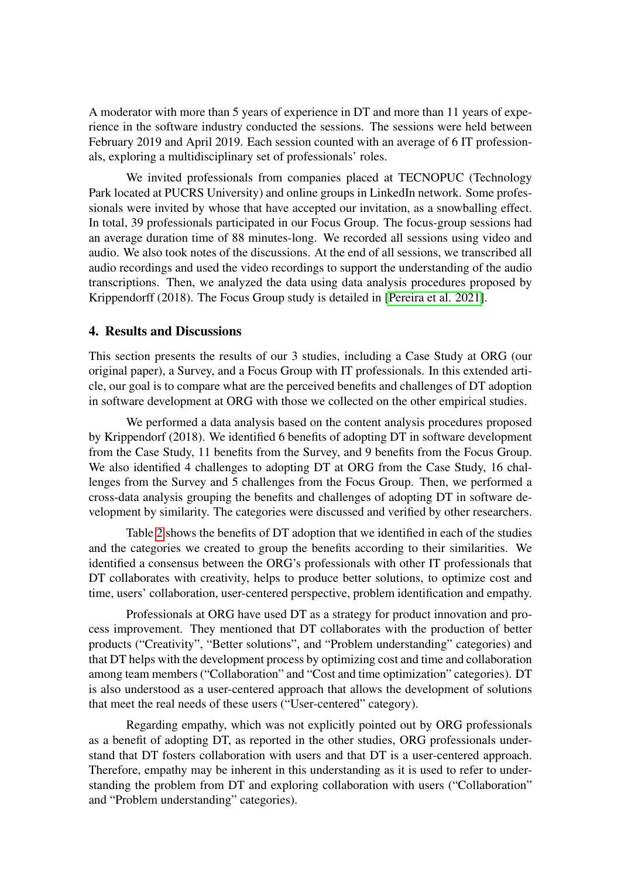A moderator with more than 5 years of experience in DT and more than 11 years of experience in the software industry conducted the sessions. The sessions were held between February 2019 and April 2019. Each session counted with an average of 6 IT professionals, exploring a multidisciplinary set of professionals' roles.

We invited professionals from companies placed at TECNOPUC (Technology Park located at PUCRS University) and online groups in LinkedIn network. Some professionals were invited by whose that have accepted our invitation, as a snowballing effect. In total, 39 professionals participated in our Focus Group. The focus-group sessions had an average duration time of 88 minutes-long. We recorded all sessions using video and audio. We also took notes of the discussions. At the end of all sessions, we transcribed all audio recordings and used the video recordings to support the understanding of the audio transcriptions. Then, we analyzed the data using data analysis procedures proposed by Krippendorff (2018). The Focus Group study is detailed in [Pereira et al. 2021].

## 4. Results and Discussions

This section presents the results of our 3 studies, including a Case Study at ORG (our original paper), a Survey, and a Focus Group with IT professionals. In this extended article, our goal is to compare what are the perceived benefits and challenges of DT adoption in software development at ORG with those we collected on the other empirical studies.

We performed a data analysis based on the content analysis procedures proposed by Krippendorf (2018). We identified 6 benefits of adopting DT in software development from the Case Study, 11 benefits from the Survey, and 9 benefits from the Focus Group. We also identified 4 challenges to adopting DT at ORG from the Case Study, 16 challenges from the Survey and 5 challenges from the Focus Group. Then, we performed a cross-data analysis grouping the benefits and challenges of adopting DT in software development by similarity. The categories were discussed and verified by other researchers.

Table 2 shows the benefits of DT adoption that we identified in each of the studies and the categories we created to group the benefits according to their similarities. We identified a consensus between the ORG's professionals with other IT professionals that DT collaborates with creativity, helps to produce better solutions, to optimize cost and time, users' collaboration, user-centered perspective, problem identification and empathy.

Professionals at ORG have used DT as a strategy for product innovation and process improvement. They mentioned that DT collaborates with the production of better products ("Creativity", "Better solutions", and "Problem understanding" categories) and that DT helps with the development process by optimizing cost and time and collaboration among team members ("Collaboration" and "Cost and time optimization" categories). DT is also understood as a user-centered approach that allows the development of solutions that meet the real needs of these users ("User-centered" category).

Regarding empathy, which was not explicitly pointed out by ORG professionals as a benefit of adopting DT, as reported in the other studies, ORG professionals understand that DT fosters collaboration with users and that DT is a user-centered approach. Therefore, empathy may be inherent in this understanding as it is used to refer to understanding the problem from DT and exploring collaboration with users ("Collaboration" and "Problem understanding" categories).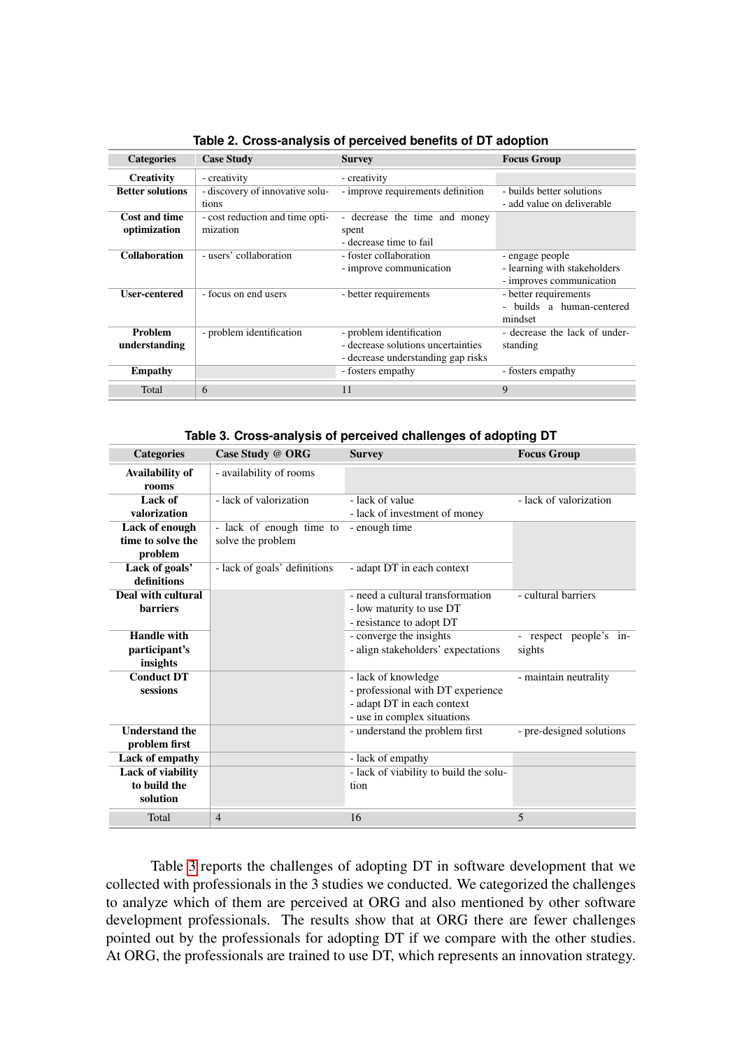**Table 2. Cross-analysis of perceived benefits of DT adoption**

| Categories | Case Study | Survey | Focus Group |
|---|---|---|---|
| **Creativity** | - creativity | - creativity | |
| **Better solutions** | - discovery of innovative solutions | - improve requirements definition | - builds better solutions<br>- add value on deliverable |
| **Cost and time optimization** | - cost reduction and time optimization | - decrease the time and money spent<br>- decrease time to fail | |
| **Collaboration** | - users' collaboration | - foster collaboration<br>- improve communication | - engage people<br>- learning with stakeholders<br>- improves communication |
| **User-centered** | - focus on end users | - better requirements | - better requirements<br>- builds a human-centered mindset |
| **Problem understanding** | - problem identification | - problem identification<br>- decrease solutions uncertainties<br>- decrease understanding gap risks | - decrease the lack of understanding |
| **Empathy** | | - fosters empathy | - fosters empathy |
| Total | 6 | 11 | 9 |

**Table 3. Cross-analysis of perceived challenges of adopting DT**

| Categories | Case Study @ ORG | Survey | Focus Group |
|---|---|---|---|
| **Availability of rooms** | - availability of rooms | | |
| **Lack of valorization** | - lack of valorization | - lack of value<br>- lack of investment of money | - lack of valorization |
| **Lack of enough time to solve the problem** | - lack of enough time to solve the problem | - enough time | |
| **Lack of goals' definitions** | - lack of goals' definitions | - adapt DT in each context | |
| **Deal with cultural barriers** | | - need a cultural transformation<br>- low maturity to use DT<br>- resistance to adopt DT | - cultural barriers |
| **Handle with participant's insights** | | - converge the insights<br>- align stakeholders' expectations | - respect people's insights |
| **Conduct DT sessions** | | - lack of knowledge<br>- professional with DT experience<br>- adapt DT in each context<br>- use in complex situations | - maintain neutrality |
| **Understand the problem first** | | - understand the problem first | - pre-designed solutions |
| **Lack of empathy** | | - lack of empathy | |
| **Lack of viability to build the solution** | | - lack of viability to build the solution | |
| Total | 4 | 16 | 5 |

Table 3 reports the challenges of adopting DT in software development that we collected with professionals in the 3 studies we conducted. We categorized the challenges to analyze which of them are perceived at ORG and also mentioned by other software development professionals. The results show that at ORG there are fewer challenges pointed out by the professionals for adopting DT if we compare with the other studies. At ORG, the professionals are trained to use DT, which represents an innovation strategy.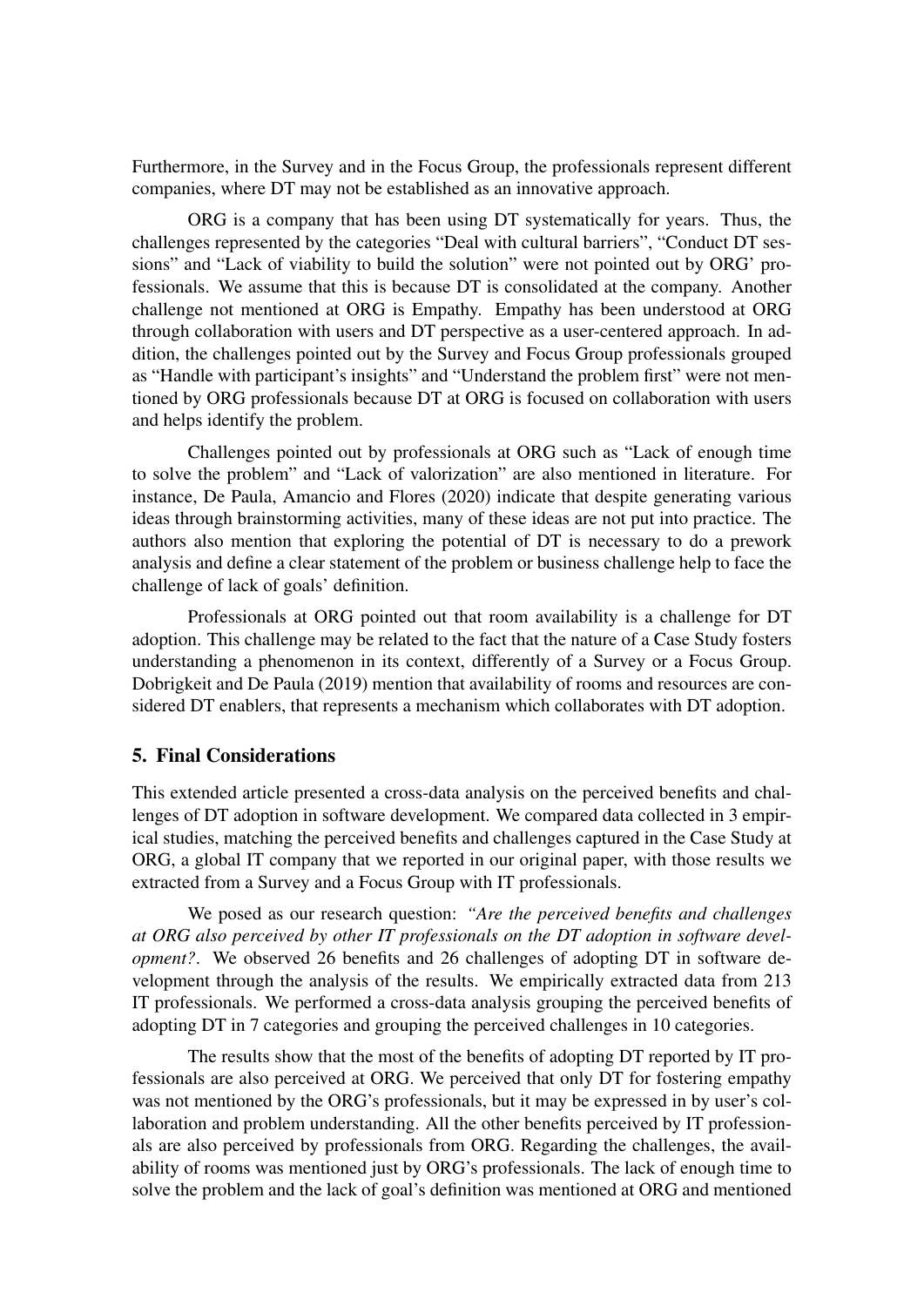Furthermore, in the Survey and in the Focus Group, the professionals represent different companies, where DT may not be established as an innovative approach.

ORG is a company that has been using DT systematically for years. Thus, the challenges represented by the categories "Deal with cultural barriers", "Conduct DT sessions" and "Lack of viability to build the solution" were not pointed out by ORG' professionals. We assume that this is because DT is consolidated at the company. Another challenge not mentioned at ORG is Empathy. Empathy has been understood at ORG through collaboration with users and DT perspective as a user-centered approach. In addition, the challenges pointed out by the Survey and Focus Group professionals grouped as "Handle with participant's insights" and "Understand the problem first" were not mentioned by ORG professionals because DT at ORG is focused on collaboration with users and helps identify the problem.

Challenges pointed out by professionals at ORG such as "Lack of enough time to solve the problem" and "Lack of valorization" are also mentioned in literature. For instance, De Paula, Amancio and Flores (2020) indicate that despite generating various ideas through brainstorming activities, many of these ideas are not put into practice. The authors also mention that exploring the potential of DT is necessary to do a prework analysis and define a clear statement of the problem or business challenge help to face the challenge of lack of goals' definition.

Professionals at ORG pointed out that room availability is a challenge for DT adoption. This challenge may be related to the fact that the nature of a Case Study fosters understanding a phenomenon in its context, differently of a Survey or a Focus Group. Dobrigkeit and De Paula (2019) mention that availability of rooms and resources are considered DT enablers, that represents a mechanism which collaborates with DT adoption.

## 5. Final Considerations

This extended article presented a cross-data analysis on the perceived benefits and challenges of DT adoption in software development. We compared data collected in 3 empirical studies, matching the perceived benefits and challenges captured in the Case Study at ORG, a global IT company that we reported in our original paper, with those results we extracted from a Survey and a Focus Group with IT professionals.

We posed as our research question: *"Are the perceived benefits and challenges at ORG also perceived by other IT professionals on the DT adoption in software development?"*. We observed 26 benefits and 26 challenges of adopting DT in software development through the analysis of the results. We empirically extracted data from 213 IT professionals. We performed a cross-data analysis grouping the perceived benefits of adopting DT in 7 categories and grouping the perceived challenges in 10 categories.

The results show that the most of the benefits of adopting DT reported by IT professionals are also perceived at ORG. We perceived that only DT for fostering empathy was not mentioned by the ORG's professionals, but it may be expressed in by user's collaboration and problem understanding. All the other benefits perceived by IT professionals are also perceived by professionals from ORG. Regarding the challenges, the availability of rooms was mentioned just by ORG's professionals. The lack of enough time to solve the problem and the lack of goal's definition was mentioned at ORG and mentioned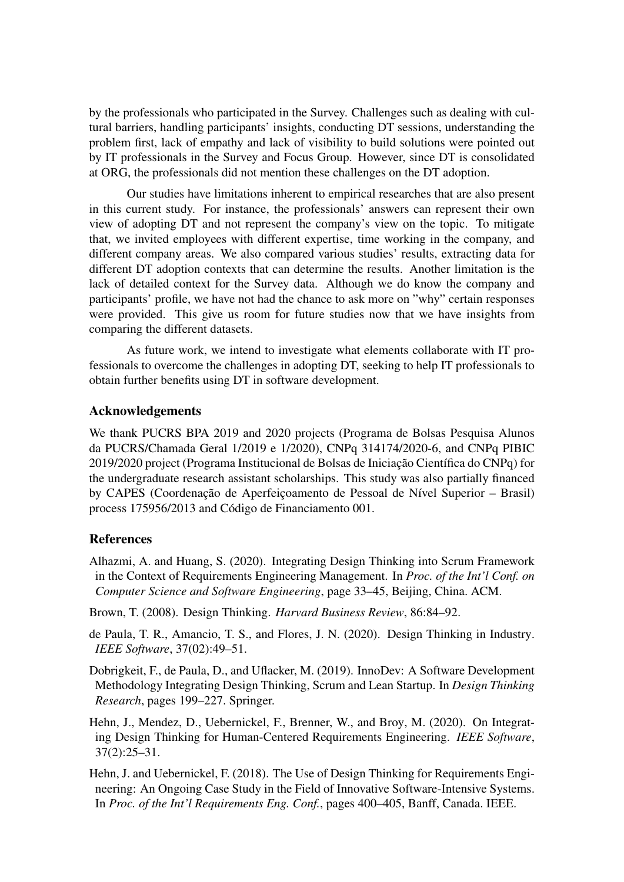by the professionals who participated in the Survey. Challenges such as dealing with cultural barriers, handling participants' insights, conducting DT sessions, understanding the problem first, lack of empathy and lack of visibility to build solutions were pointed out by IT professionals in the Survey and Focus Group. However, since DT is consolidated at ORG, the professionals did not mention these challenges on the DT adoption.

Our studies have limitations inherent to empirical researches that are also present in this current study. For instance, the professionals' answers can represent their own view of adopting DT and not represent the company's view on the topic. To mitigate that, we invited employees with different expertise, time working in the company, and different company areas. We also compared various studies' results, extracting data for different DT adoption contexts that can determine the results. Another limitation is the lack of detailed context for the Survey data. Although we do know the company and participants' profile, we have not had the chance to ask more on "why" certain responses were provided. This give us room for future studies now that we have insights from comparing the different datasets.

As future work, we intend to investigate what elements collaborate with IT professionals to overcome the challenges in adopting DT, seeking to help IT professionals to obtain further benefits using DT in software development.

## Acknowledgements

We thank PUCRS BPA 2019 and 2020 projects (Programa de Bolsas Pesquisa Alunos da PUCRS/Chamada Geral 1/2019 e 1/2020), CNPq 314174/2020-6, and CNPq PIBIC 2019/2020 project (Programa Institucional de Bolsas de Iniciação Científica do CNPq) for the undergraduate research assistant scholarships. This study was also partially financed by CAPES (Coordenação de Aperfeiçoamento de Pessoal de Nível Superior – Brasil) process 175956/2013 and Código de Financiamento 001.

## References

Alhazmi, A. and Huang, S. (2020). Integrating Design Thinking into Scrum Framework in the Context of Requirements Engineering Management. In *Proc. of the Int'l Conf. on Computer Science and Software Engineering*, page 33–45, Beijing, China. ACM.

Brown, T. (2008). Design Thinking. *Harvard Business Review*, 86:84–92.

de Paula, T. R., Amancio, T. S., and Flores, J. N. (2020). Design Thinking in Industry. *IEEE Software*, 37(02):49–51.

Dobrigkeit, F., de Paula, D., and Uflacker, M. (2019). InnoDev: A Software Development Methodology Integrating Design Thinking, Scrum and Lean Startup. In *Design Thinking Research*, pages 199–227. Springer.

Hehn, J., Mendez, D., Uebernickel, F., Brenner, W., and Broy, M. (2020). On Integrating Design Thinking for Human-Centered Requirements Engineering. *IEEE Software*, 37(2):25–31.

Hehn, J. and Uebernickel, F. (2018). The Use of Design Thinking for Requirements Engineering: An Ongoing Case Study in the Field of Innovative Software-Intensive Systems. In *Proc. of the Int'l Requirements Eng. Conf.*, pages 400–405, Banff, Canada. IEEE.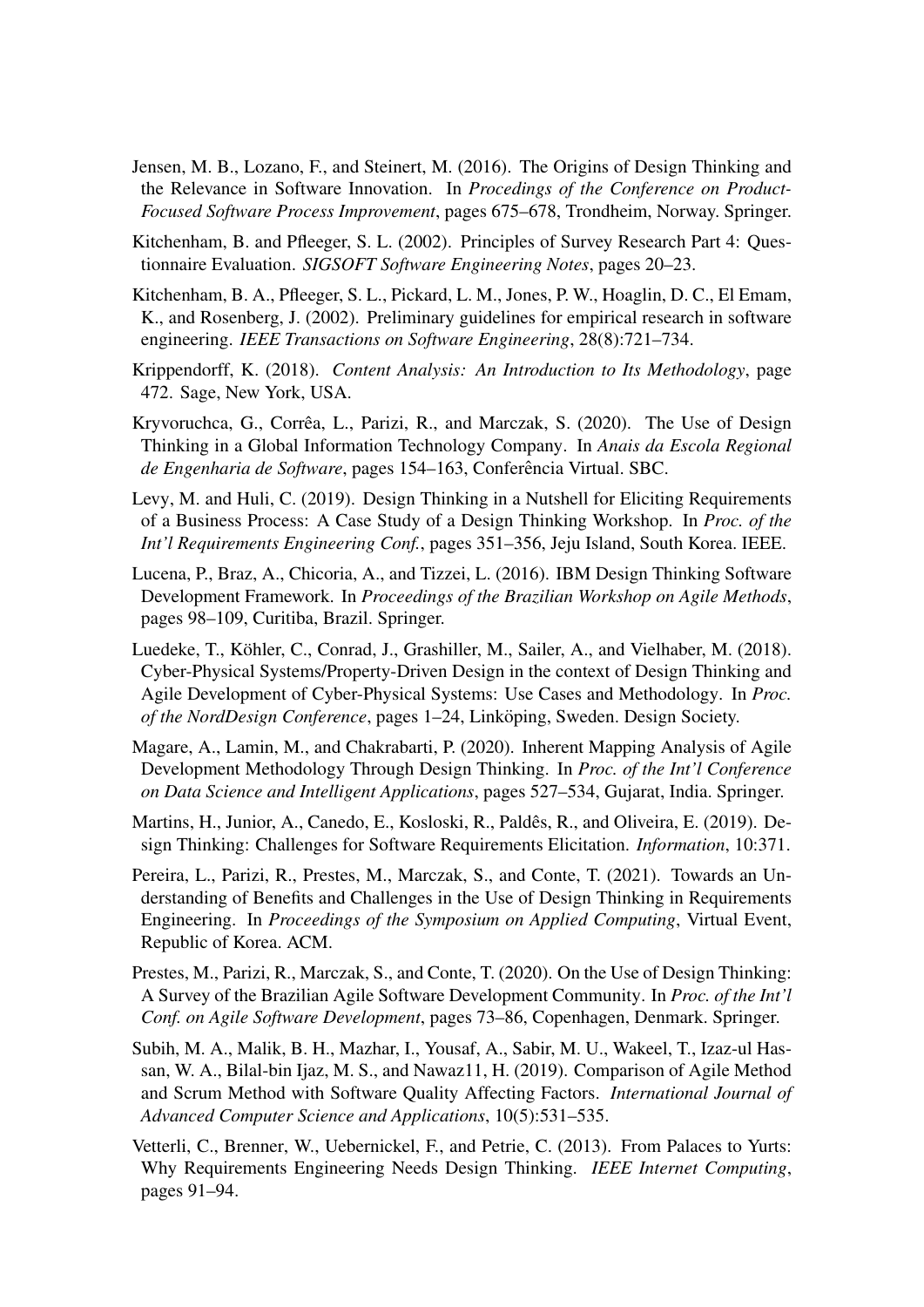Jensen, M. B., Lozano, F., and Steinert, M. (2016). The Origins of Design Thinking and the Relevance in Software Innovation. In *Procedings of the Conference on Product-Focused Software Process Improvement*, pages 675–678, Trondheim, Norway. Springer.

Kitchenham, B. and Pfleeger, S. L. (2002). Principles of Survey Research Part 4: Questionnaire Evaluation. *SIGSOFT Software Engineering Notes*, pages 20–23.

Kitchenham, B. A., Pfleeger, S. L., Pickard, L. M., Jones, P. W., Hoaglin, D. C., El Emam, K., and Rosenberg, J. (2002). Preliminary guidelines for empirical research in software engineering. *IEEE Transactions on Software Engineering*, 28(8):721–734.

Krippendorff, K. (2018). *Content Analysis: An Introduction to Its Methodology*, page 472. Sage, New York, USA.

Kryvoruchca, G., Corrêa, L., Parizi, R., and Marczak, S. (2020). The Use of Design Thinking in a Global Information Technology Company. In *Anais da Escola Regional de Engenharia de Software*, pages 154–163, Conferência Virtual. SBC.

Levy, M. and Huli, C. (2019). Design Thinking in a Nutshell for Eliciting Requirements of a Business Process: A Case Study of a Design Thinking Workshop. In *Proc. of the Int'l Requirements Engineering Conf.*, pages 351–356, Jeju Island, South Korea. IEEE.

Lucena, P., Braz, A., Chicoria, A., and Tizzei, L. (2016). IBM Design Thinking Software Development Framework. In *Proceedings of the Brazilian Workshop on Agile Methods*, pages 98–109, Curitiba, Brazil. Springer.

Luedeke, T., Köhler, C., Conrad, J., Grashiller, M., Sailer, A., and Vielhaber, M. (2018). Cyber-Physical Systems/Property-Driven Design in the context of Design Thinking and Agile Development of Cyber-Physical Systems: Use Cases and Methodology. In *Proc. of the NordDesign Conference*, pages 1–24, Linköping, Sweden. Design Society.

Magare, A., Lamin, M., and Chakrabarti, P. (2020). Inherent Mapping Analysis of Agile Development Methodology Through Design Thinking. In *Proc. of the Int'l Conference on Data Science and Intelligent Applications*, pages 527–534, Gujarat, India. Springer.

Martins, H., Junior, A., Canedo, E., Kosloski, R., Paldês, R., and Oliveira, E. (2019). Design Thinking: Challenges for Software Requirements Elicitation. *Information*, 10:371.

Pereira, L., Parizi, R., Prestes, M., Marczak, S., and Conte, T. (2021). Towards an Understanding of Benefits and Challenges in the Use of Design Thinking in Requirements Engineering. In *Proceedings of the Symposium on Applied Computing*, Virtual Event, Republic of Korea. ACM.

Prestes, M., Parizi, R., Marczak, S., and Conte, T. (2020). On the Use of Design Thinking: A Survey of the Brazilian Agile Software Development Community. In *Proc. of the Int'l Conf. on Agile Software Development*, pages 73–86, Copenhagen, Denmark. Springer.

Subih, M. A., Malik, B. H., Mazhar, I., Yousaf, A., Sabir, M. U., Wakeel, T., Izaz-ul Hassan, W. A., Bilal-bin Ijaz, M. S., and Nawaz11, H. (2019). Comparison of Agile Method and Scrum Method with Software Quality Affecting Factors. *International Journal of Advanced Computer Science and Applications*, 10(5):531–535.

Vetterli, C., Brenner, W., Uebernickel, F., and Petrie, C. (2013). From Palaces to Yurts: Why Requirements Engineering Needs Design Thinking. *IEEE Internet Computing*, pages 91–94.